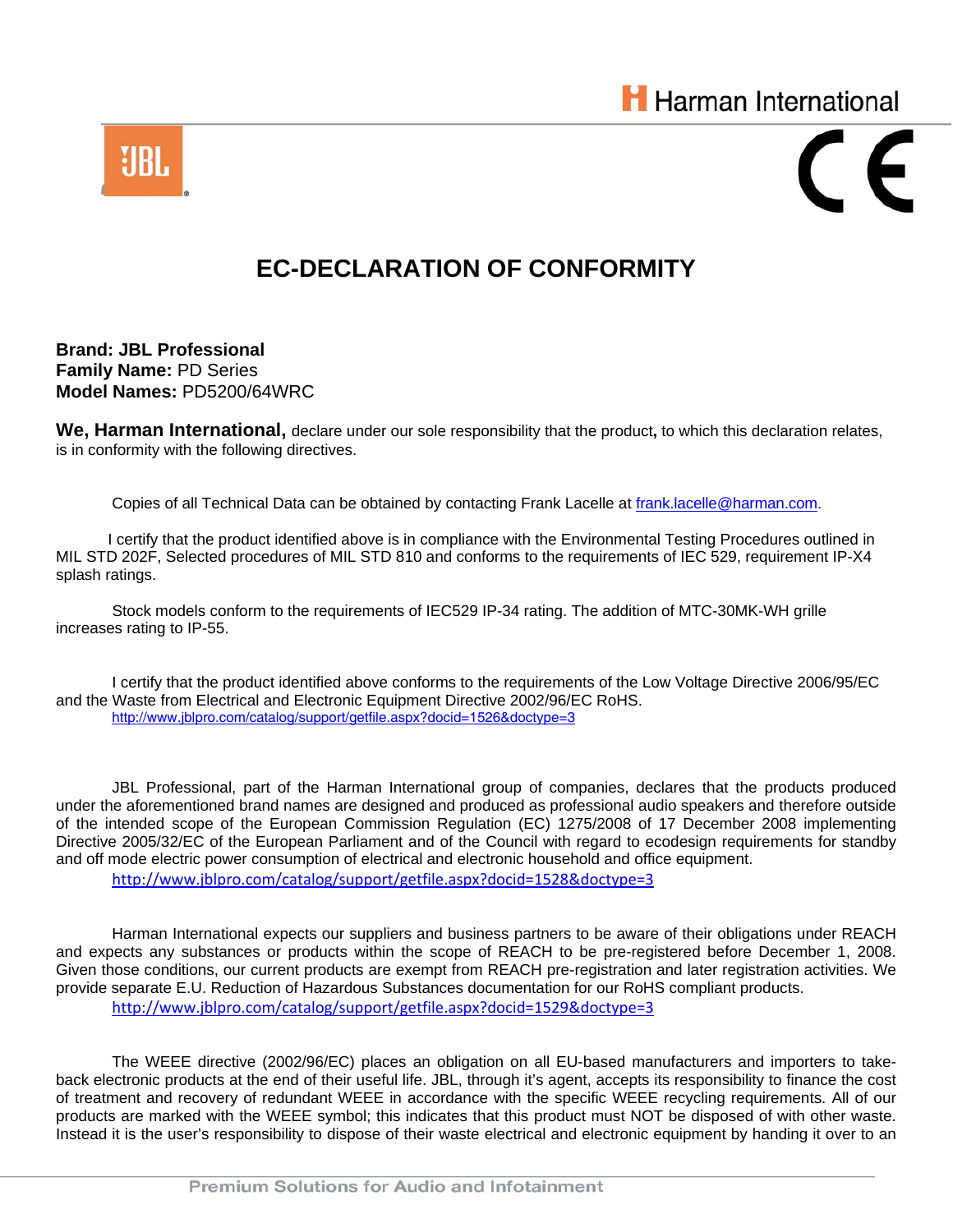Harman International

# EC-DECLARATION OF CONFORMITY

**Brand: JBL Professional**
**Family Name:** PD Series
**Model Names:** PD5200/64WRC

**We, Harman International,** declare under our sole responsibility that the product**,** to which this declaration relates, is in conformity with the following directives.

Copies of all Technical Data can be obtained by contacting Frank Lacelle at frank.lacelle@harman.com.

I certify that the product identified above is in compliance with the Environmental Testing Procedures outlined in MIL STD 202F, Selected procedures of MIL STD 810 and conforms to the requirements of IEC 529, requirement IP-X4 splash ratings.

Stock models conform to the requirements of IEC529 IP-34 rating. The addition of MTC-30MK-WH grille increases rating to IP-55.

I certify that the product identified above conforms to the requirements of the Low Voltage Directive 2006/95/EC and the Waste from Electrical and Electronic Equipment Directive 2002/96/EC RoHS.
http://www.jblpro.com/catalog/support/getfile.aspx?docid=1526&doctype=3

JBL Professional, part of the Harman International group of companies, declares that the products produced under the aforementioned brand names are designed and produced as professional audio speakers and therefore outside of the intended scope of the European Commission Regulation (EC) 1275/2008 of 17 December 2008 implementing Directive 2005/32/EC of the European Parliament and of the Council with regard to ecodesign requirements for standby and off mode electric power consumption of electrical and electronic household and office equipment.
http://www.jblpro.com/catalog/support/getfile.aspx?docid=1528&doctype=3

Harman International expects our suppliers and business partners to be aware of their obligations under REACH and expects any substances or products within the scope of REACH to be pre-registered before December 1, 2008. Given those conditions, our current products are exempt from REACH pre-registration and later registration activities. We provide separate E.U. Reduction of Hazardous Substances documentation for our RoHS compliant products.
http://www.jblpro.com/catalog/support/getfile.aspx?docid=1529&doctype=3

The WEEE directive (2002/96/EC) places an obligation on all EU-based manufacturers and importers to take-back electronic products at the end of their useful life. JBL, through it's agent, accepts its responsibility to finance the cost of treatment and recovery of redundant WEEE in accordance with the specific WEEE recycling requirements. All of our products are marked with the WEEE symbol; this indicates that this product must NOT be disposed of with other waste. Instead it is the user's responsibility to dispose of their waste electrical and electronic equipment by handing it over to an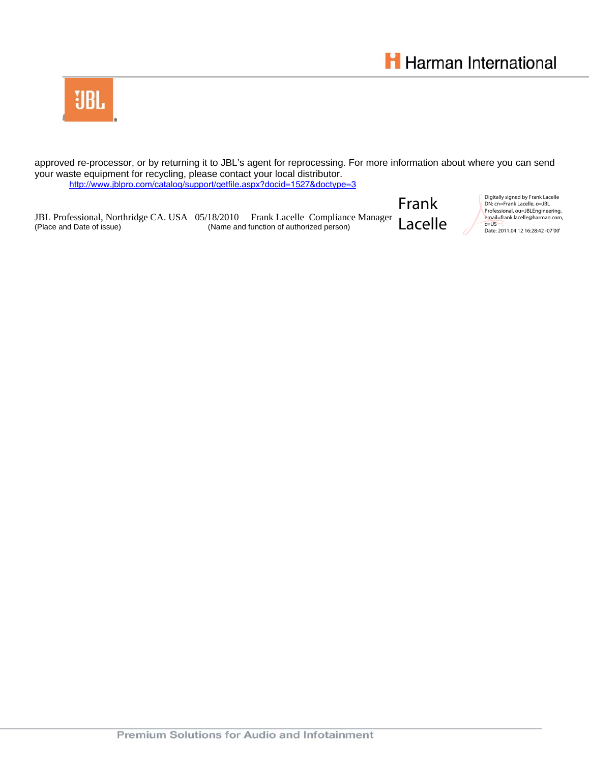approved re-processor, or by returning it to JBL's agent for reprocessing. For more information about where you can send your waste equipment for recycling, please contact your local distributor.

http://www.jblpro.com/catalog/support/getfile.aspx?docid=1527&doctype=3

JBL Professional, Northridge CA. USA 05/18/2010 Frank Lacelle Compliance Manager
(Place and Date of issue) (Name and function of authorized person)

Frank Lacelle

Digitally signed by Frank Lacelle
DN: cn=Frank Lacelle, o=JBL Professional, ou=JBLEngineering, email=frank.lacelle@harman.com, c=US
Date: 2011.04.12 16:28:42 -07'00'